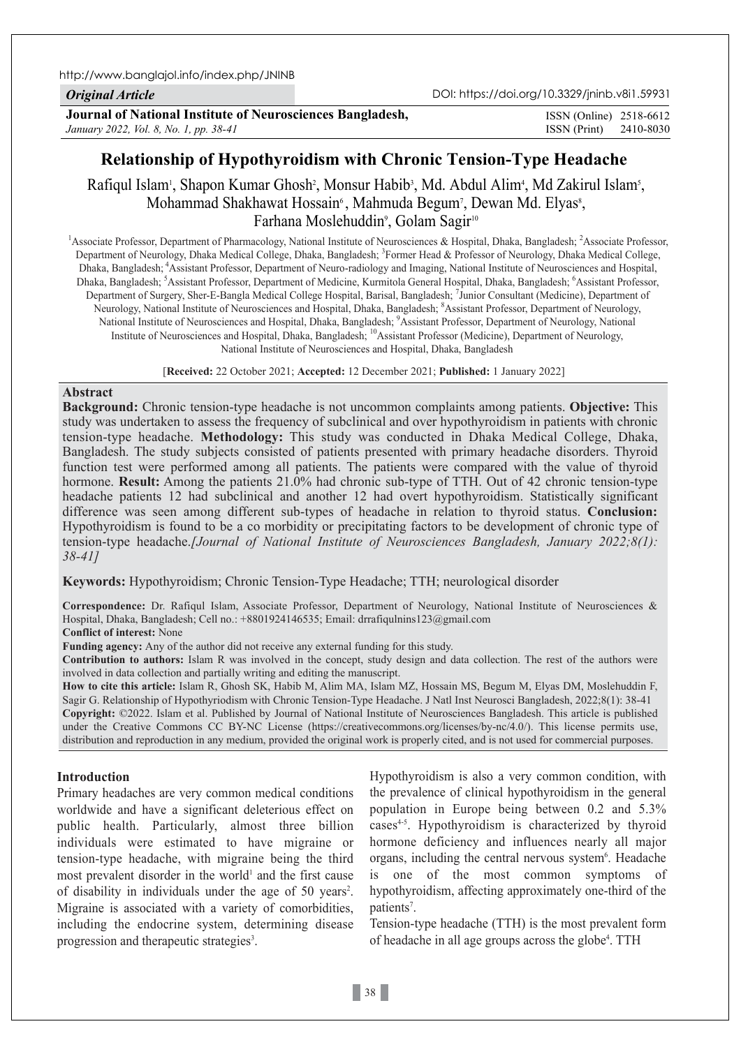http://www.banglajol.info/index.php/JNINB

*Original Article*

DOI: https://doi.org/10.3329/jninb.v8i1.59931

**Journal of National Institute of Neurosciences Bangladesh,**
*January 2022, Vol. 8, No. 1, pp. 38-41*

ISSN (Online) 2518-6612
ISSN (Print) 2410-8030

# Relationship of Hypothyroidism with Chronic Tension-Type Headache

Rafiqul Islam[1], Shapon Kumar Ghosh[2], Monsur Habib[3], Md. Abdul Alim[4], Md Zakirul Islam[5], Mohammad Shakhawat Hossain[6], Mahmuda Begum[7], Dewan Md. Elyas[8], Farhana Moslehuddin[9], Golam Sagir[10]

[1]Associate Professor, Department of Pharmacology, National Institute of Neurosciences & Hospital, Dhaka, Bangladesh; [2]Associate Professor, Department of Neurology, Dhaka Medical College, Dhaka, Bangladesh; [3]Former Head & Professor of Neurology, Dhaka Medical College, Dhaka, Bangladesh; [4]Assistant Professor, Department of Neuro-radiology and Imaging, National Institute of Neurosciences and Hospital, Dhaka, Bangladesh; [5]Assistant Professor, Department of Medicine, Kurmitola General Hospital, Dhaka, Bangladesh; [6]Assistant Professor, Department of Surgery, Sher-E-Bangla Medical College Hospital, Barisal, Bangladesh; [7]Junior Consultant (Medicine), Department of Neurology, National Institute of Neurosciences and Hospital, Dhaka, Bangladesh; [8]Assistant Professor, Department of Neurology, National Institute of Neurosciences and Hospital, Dhaka, Bangladesh; [9]Assistant Professor, Department of Neurology, National Institute of Neurosciences and Hospital, Dhaka, Bangladesh; [10]Assistant Professor (Medicine), Department of Neurology, National Institute of Neurosciences and Hospital, Dhaka, Bangladesh

[**Received:** 22 October 2021; **Accepted:** 12 December 2021; **Published:** 1 January 2022]

## Abstract

**Background:** Chronic tension-type headache is not uncommon complaints among patients. **Objective:** This study was undertaken to assess the frequency of subclinical and over hypothyroidism in patients with chronic tension-type headache. **Methodology:** This study was conducted in Dhaka Medical College, Dhaka, Bangladesh. The study subjects consisted of patients presented with primary headache disorders. Thyroid function test were performed among all patients. The patients were compared with the value of thyroid hormone. **Result:** Among the patients 21.0% had chronic sub-type of TTH. Out of 42 chronic tension-type headache patients 12 had subclinical and another 12 had overt hypothyroidism. Statistically significant difference was seen among different sub-types of headache in relation to thyroid status. **Conclusion:** Hypothyroidism is found to be a co morbidity or precipitating factors to be development of chronic type of tension-type headache.*[Journal of National Institute of Neurosciences Bangladesh, January 2022;8(1): 38-41]*

**Keywords:** Hypothyroidism; Chronic Tension-Type Headache; TTH; neurological disorder

**Correspondence:** Dr. Rafiqul Islam, Associate Professor, Department of Neurology, National Institute of Neurosciences & Hospital, Dhaka, Bangladesh; Cell no.: +8801924146535; Email: drrafiqulnins123@gmail.com

**Conflict of interest:** None

**Funding agency:** Any of the author did not receive any external funding for this study.

**Contribution to authors:** Islam R was involved in the concept, study design and data collection. The rest of the authors were involved in data collection and partially writing and editing the manuscript.

**How to cite this article:** Islam R, Ghosh SK, Habib M, Alim MA, Islam MZ, Hossain MS, Begum M, Elyas DM, Moslehuddin F, Sagir G. Relationship of Hypothyriodism with Chronic Tension-Type Headache. J Natl Inst Neurosci Bangladesh, 2022;8(1): 38-41

**Copyright:** ©2022. Islam et al. Published by Journal of National Institute of Neurosciences Bangladesh. This article is published under the Creative Commons CC BY-NC License (https://creativecommons.org/licenses/by-nc/4.0/). This license permits use, distribution and reproduction in any medium, provided the original work is properly cited, and is not used for commercial purposes.

## Introduction

Primary headaches are very common medical conditions worldwide and have a significant deleterious effect on public health. Particularly, almost three billion individuals were estimated to have migraine or tension-type headache, with migraine being the third most prevalent disorder in the world[1] and the first cause of disability in individuals under the age of 50 years[2]. Migraine is associated with a variety of comorbidities, including the endocrine system, determining disease progression and therapeutic strategies[3].

Hypothyroidism is also a very common condition, with the prevalence of clinical hypothyroidism in the general population in Europe being between 0.2 and 5.3% cases[4-5]. Hypothyroidism is characterized by thyroid hormone deficiency and influences nearly all major organs, including the central nervous system[6]. Headache is one of the most common symptoms of hypothyroidism, affecting approximately one-third of the patients[7].

Tension-type headache (TTH) is the most prevalent form of headache in all age groups across the globe[4]. TTH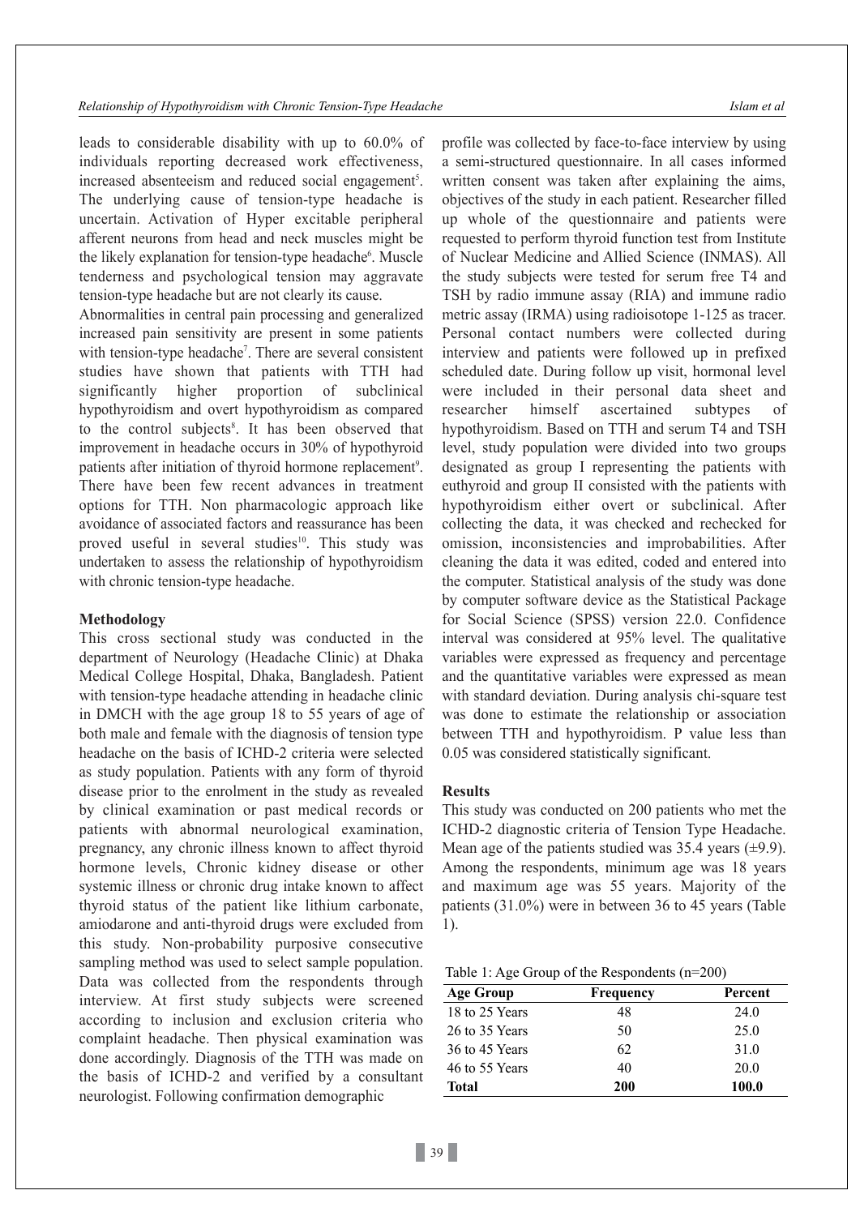leads to considerable disability with up to 60.0% of individuals reporting decreased work effectiveness, increased absenteeism and reduced social engagement[5]. The underlying cause of tension-type headache is uncertain. Activation of Hyper excitable peripheral afferent neurons from head and neck muscles might be the likely explanation for tension-type headache[6]. Muscle tenderness and psychological tension may aggravate tension-type headache but are not clearly its cause.

Abnormalities in central pain processing and generalized increased pain sensitivity are present in some patients with tension-type headache[7]. There are several consistent studies have shown that patients with TTH had significantly higher proportion of subclinical hypothyroidism and overt hypothyroidism as compared to the control subjects[8]. It has been observed that improvement in headache occurs in 30% of hypothyroid patients after initiation of thyroid hormone replacement[9]. There have been few recent advances in treatment options for TTH. Non pharmacologic approach like avoidance of associated factors and reassurance has been proved useful in several studies[10]. This study was undertaken to assess the relationship of hypothyroidism with chronic tension-type headache.

## Methodology

This cross sectional study was conducted in the department of Neurology (Headache Clinic) at Dhaka Medical College Hospital, Dhaka, Bangladesh. Patient with tension-type headache attending in headache clinic in DMCH with the age group 18 to 55 years of age of both male and female with the diagnosis of tension type headache on the basis of ICHD-2 criteria were selected as study population. Patients with any form of thyroid disease prior to the enrolment in the study as revealed by clinical examination or past medical records or patients with abnormal neurological examination, pregnancy, any chronic illness known to affect thyroid hormone levels, Chronic kidney disease or other systemic illness or chronic drug intake known to affect thyroid status of the patient like lithium carbonate, amiodarone and anti-thyroid drugs were excluded from this study. Non-probability purposive consecutive sampling method was used to select sample population. Data was collected from the respondents through interview. At first study subjects were screened according to inclusion and exclusion criteria who complaint headache. Then physical examination was done accordingly. Diagnosis of the TTH was made on the basis of ICHD-2 and verified by a consultant neurologist. Following confirmation demographic profile was collected by face-to-face interview by using a semi-structured questionnaire. In all cases informed written consent was taken after explaining the aims, objectives of the study in each patient. Researcher filled up whole of the questionnaire and patients were requested to perform thyroid function test from Institute of Nuclear Medicine and Allied Science (INMAS). All the study subjects were tested for serum free T4 and TSH by radio immune assay (RIA) and immune radio metric assay (IRMA) using radioisotope 1-125 as tracer. Personal contact numbers were collected during interview and patients were followed up in prefixed scheduled date. During follow up visit, hormonal level were included in their personal data sheet and researcher himself ascertained subtypes of hypothyroidism. Based on TTH and serum T4 and TSH level, study population were divided into two groups designated as group I representing the patients with euthyroid and group II consisted with the patients with hypothyroidism either overt or subclinical. After collecting the data, it was checked and rechecked for omission, inconsistencies and improbabilities. After cleaning the data it was edited, coded and entered into the computer. Statistical analysis of the study was done by computer software device as the Statistical Package for Social Science (SPSS) version 22.0. Confidence interval was considered at 95% level. The qualitative variables were expressed as frequency and percentage and the quantitative variables were expressed as mean with standard deviation. During analysis chi-square test was done to estimate the relationship or association between TTH and hypothyroidism. P value less than 0.05 was considered statistically significant.

## Results

This study was conducted on 200 patients who met the ICHD-2 diagnostic criteria of Tension Type Headache. Mean age of the patients studied was 35.4 years (±9.9). Among the respondents, minimum age was 18 years and maximum age was 55 years. Majority of the patients (31.0%) were in between 36 to 45 years (Table 1).

Table 1: Age Group of the Respondents (n=200)

| Age Group | Frequency | Percent |
|---|---|---|
| 18 to 25 Years | 48 | 24.0 |
| 26 to 35 Years | 50 | 25.0 |
| 36 to 45 Years | 62 | 31.0 |
| 46 to 55 Years | 40 | 20.0 |
| **Total** | **200** | **100.0** |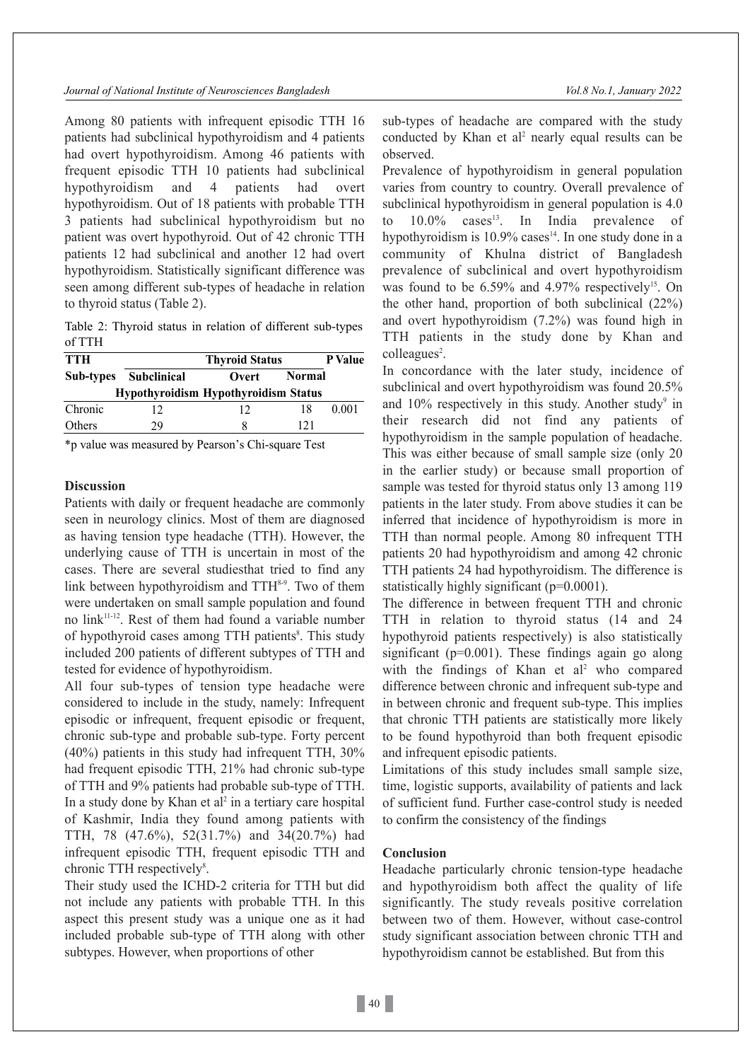Among 80 patients with infrequent episodic TTH 16 patients had subclinical hypothyroidism and 4 patients had overt hypothyroidism. Among 46 patients with frequent episodic TTH 10 patients had subclinical hypothyroidism and 4 patients had overt hypothyroidism. Out of 18 patients with probable TTH 3 patients had subclinical hypothyroidism but no patient was overt hypothyroid. Out of 42 chronic TTH patients 12 had subclinical and another 12 had overt hypothyroidism. Statistically significant difference was seen among different sub-types of headache in relation to thyroid status (Table 2).

Table 2: Thyroid status in relation of different sub-types of TTH

| TTH Sub-types | Thyroid Status | | | P Value |
|---|---|---|---|---|
| | Subclinical Hypothyroidism | Overt Hypothyroidism | Normal Status | |
| Chronic | 12 | 12 | 18 | 0.001 |
| Others | 29 | 8 | 121 | |

*p value was measured by Pearson's Chi-square Test

## Discussion

Patients with daily or frequent headache are commonly seen in neurology clinics. Most of them are diagnosed as having tension type headache (TTH). However, the underlying cause of TTH is uncertain in most of the cases. There are several studiesthat tried to find any link between hypothyroidism and TTH[8-9]. Two of them were undertaken on small sample population and found no link[11-12]. Rest of them had found a variable number of hypothyroid cases among TTH patients[8]. This study included 200 patients of different subtypes of TTH and tested for evidence of hypothyroidism.

All four sub-types of tension type headache were considered to include in the study, namely: Infrequent episodic or infrequent, frequent episodic or frequent, chronic sub-type and probable sub-type. Forty percent (40%) patients in this study had infrequent TTH, 30% had frequent episodic TTH, 21% had chronic sub-type of TTH and 9% patients had probable sub-type of TTH. In a study done by Khan et al[2] in a tertiary care hospital of Kashmir, India they found among patients with TTH, 78 (47.6%), 52(31.7%) and 34(20.7%) had infrequent episodic TTH, frequent episodic TTH and chronic TTH respectively[8].

Their study used the ICHD-2 criteria for TTH but did not include any patients with probable TTH. In this aspect this present study was a unique one as it had included probable sub-type of TTH along with other subtypes. However, when proportions of other sub-types of headache are compared with the study conducted by Khan et al[2] nearly equal results can be observed.

Prevalence of hypothyroidism in general population varies from country to country. Overall prevalence of subclinical hypothyroidism in general population is 4.0 to 10.0% cases[13]. In India prevalence of hypothyroidism is 10.9% cases[14]. In one study done in a community of Khulna district of Bangladesh prevalence of subclinical and overt hypothyroidism was found to be 6.59% and 4.97% respectively[15]. On the other hand, proportion of both subclinical (22%) and overt hypothyroidism (7.2%) was found high in TTH patients in the study done by Khan and colleagues[2].

In concordance with the later study, incidence of subclinical and overt hypothyroidism was found 20.5% and 10% respectively in this study. Another study[9] in their research did not find any patients of hypothyroidism in the sample population of headache. This was either because of small sample size (only 20 in the earlier study) or because small proportion of sample was tested for thyroid status only 13 among 119 patients in the later study. From above studies it can be inferred that incidence of hypothyroidism is more in TTH than normal people. Among 80 infrequent TTH patients 20 had hypothyroidism and among 42 chronic TTH patients 24 had hypothyroidism. The difference is statistically highly significant (p=0.0001).

The difference in between frequent TTH and chronic TTH in relation to thyroid status (14 and 24 hypothyroid patients respectively) is also statistically significant (p=0.001). These findings again go along with the findings of Khan et al[2] who compared difference between chronic and infrequent sub-type and in between chronic and frequent sub-type. This implies that chronic TTH patients are statistically more likely to be found hypothyroid than both frequent episodic and infrequent episodic patients.

Limitations of this study includes small sample size, time, logistic supports, availability of patients and lack of sufficient fund. Further case-control study is needed to confirm the consistency of the findings

## Conclusion

Headache particularly chronic tension-type headache and hypothyroidism both affect the quality of life significantly. The study reveals positive correlation between two of them. However, without case-control study significant association between chronic TTH and hypothyroidism cannot be established. But from this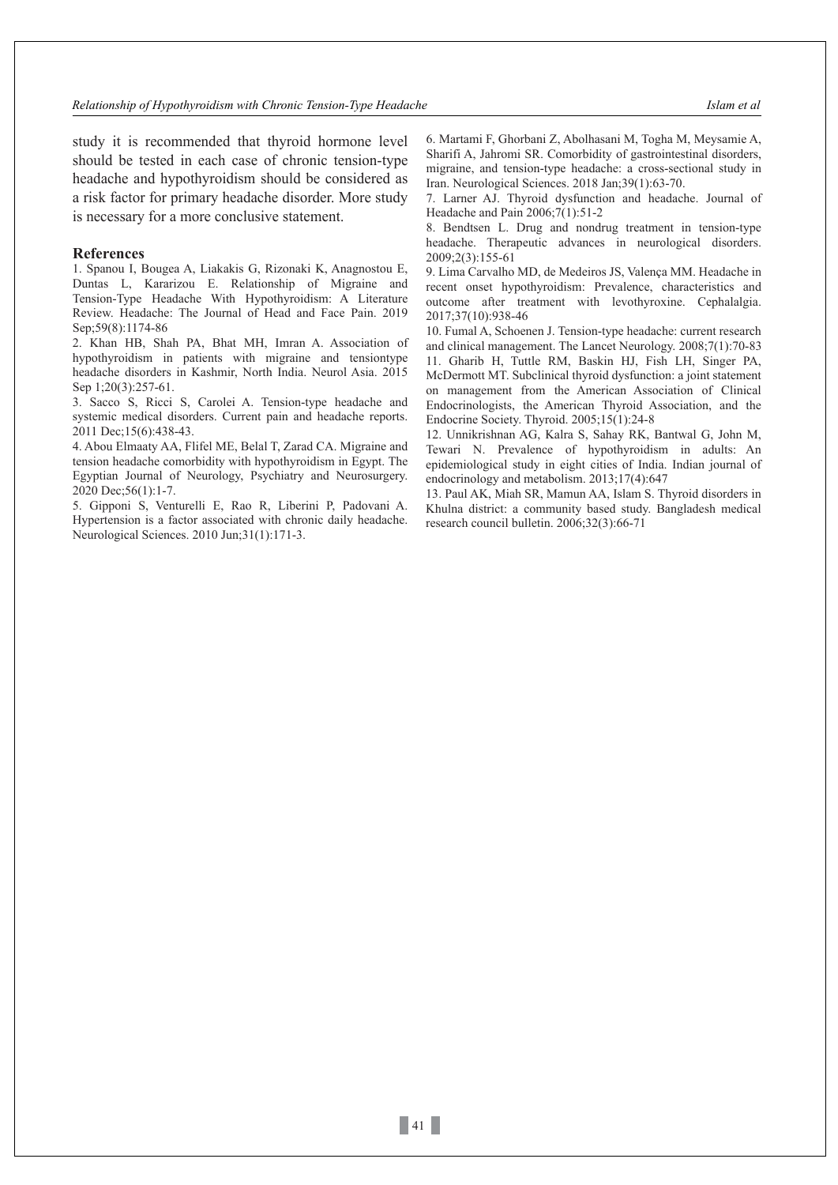study it is recommended that thyroid hormone level should be tested in each case of chronic tension-type headache and hypothyroidism should be considered as a risk factor for primary headache disorder. More study is necessary for a more conclusive statement.

## References

1. Spanou I, Bougea A, Liakakis G, Rizonaki K, Anagnostou E, Duntas L, Kararizou E. Relationship of Migraine and Tension-Type Headache With Hypothyroidism: A Literature Review. Headache: The Journal of Head and Face Pain. 2019 Sep;59(8):1174-86
2. Khan HB, Shah PA, Bhat MH, Imran A. Association of hypothyroidism in patients with migraine and tensiontype headache disorders in Kashmir, North India. Neurol Asia. 2015 Sep 1;20(3):257-61.
3. Sacco S, Ricci S, Carolei A. Tension-type headache and systemic medical disorders. Current pain and headache reports. 2011 Dec;15(6):438-43.
4. Abou Elmaaty AA, Flifel ME, Belal T, Zarad CA. Migraine and tension headache comorbidity with hypothyroidism in Egypt. The Egyptian Journal of Neurology, Psychiatry and Neurosurgery. 2020 Dec;56(1):1-7.
5. Gipponi S, Venturelli E, Rao R, Liberini P, Padovani A. Hypertension is a factor associated with chronic daily headache. Neurological Sciences. 2010 Jun;31(1):171-3.
6. Martami F, Ghorbani Z, Abolhasani M, Togha M, Meysamie A, Sharifi A, Jahromi SR. Comorbidity of gastrointestinal disorders, migraine, and tension-type headache: a cross-sectional study in Iran. Neurological Sciences. 2018 Jan;39(1):63-70.
7. Larner AJ. Thyroid dysfunction and headache. Journal of Headache and Pain 2006;7(1):51-2
8. Bendtsen L. Drug and nondrug treatment in tension-type headache. Therapeutic advances in neurological disorders. 2009;2(3):155-61
9. Lima Carvalho MD, de Medeiros JS, Valença MM. Headache in recent onset hypothyroidism: Prevalence, characteristics and outcome after treatment with levothyroxine. Cephalalgia. 2017;37(10):938-46
10. Fumal A, Schoenen J. Tension-type headache: current research and clinical management. The Lancet Neurology. 2008;7(1):70-83
11. Gharib H, Tuttle RM, Baskin HJ, Fish LH, Singer PA, McDermott MT. Subclinical thyroid dysfunction: a joint statement on management from the American Association of Clinical Endocrinologists, the American Thyroid Association, and the Endocrine Society. Thyroid. 2005;15(1):24-8
12. Unnikrishnan AG, Kalra S, Sahay RK, Bantwal G, John M, Tewari N. Prevalence of hypothyroidism in adults: An epidemiological study in eight cities of India. Indian journal of endocrinology and metabolism. 2013;17(4):647
13. Paul AK, Miah SR, Mamun AA, Islam S. Thyroid disorders in Khulna district: a community based study. Bangladesh medical research council bulletin. 2006;32(3):66-71